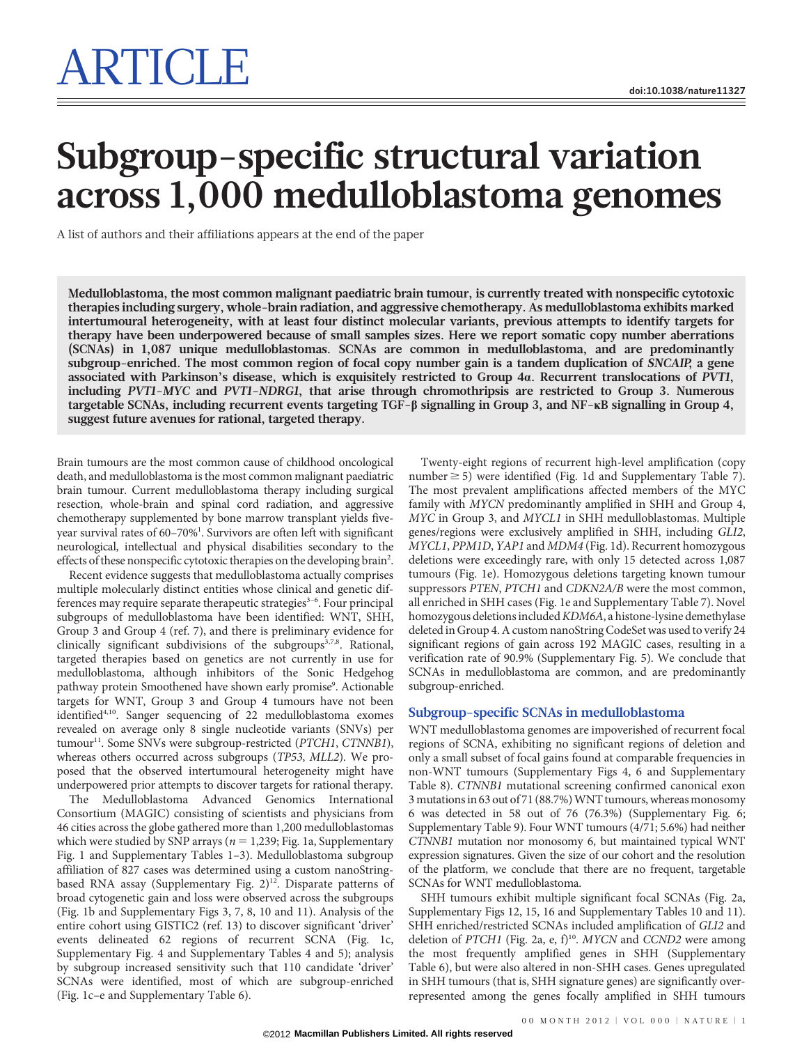# ARTICLE

doi:10.1038/nature11327

# Subgroup-specific structural variation across 1,000 medulloblastoma genomes

A list of authors and their affiliations appears at the end of the paper

**Medulloblastoma, the most common malignant paediatric brain tumour, is currently treated with nonspecific cytotoxic therapies including surgery, whole-brain radiation, and aggressive chemotherapy. As medulloblastoma exhibits marked intertumoural heterogeneity, with at least four distinct molecular variants, previous attempts to identify targets for therapy have been underpowered because of small samples sizes. Here we report somatic copy number aberrations (SCNAs) in 1,087 unique medulloblastomas. SCNAs are common in medulloblastoma, and are predominantly subgroup-enriched. The most common region of focal copy number gain is a tandem duplication of *SNCAIP*, a gene associated with Parkinson's disease, which is exquisitely restricted to Group 4α. Recurrent translocations of *PVT1*, including *PVT1-MYC* and *PVT1-NDRG1*, that arise through chromothripsis are restricted to Group 3. Numerous targetable SCNAs, including recurrent events targeting TGF-β signalling in Group 3, and NF-κB signalling in Group 4, suggest future avenues for rational, targeted therapy.**

Brain tumours are the most common cause of childhood oncological death, and medulloblastoma is the most common malignant paediatric brain tumour. Current medulloblastoma therapy including surgical resection, whole-brain and spinal cord radiation, and aggressive chemotherapy supplemented by bone marrow transplant yields five-year survival rates of 60–70%[1]. Survivors are often left with significant neurological, intellectual and physical disabilities secondary to the effects of these nonspecific cytotoxic therapies on the developing brain[2].

Recent evidence suggests that medulloblastoma actually comprises multiple molecularly distinct entities whose clinical and genetic differences may require separate therapeutic strategies[3–6]. Four principal subgroups of medulloblastoma have been identified: WNT, SHH, Group 3 and Group 4 (ref. 7), and there is preliminary evidence for clinically significant subdivisions of the subgroups[3,7,8]. Rational, targeted therapies based on genetics are not currently in use for medulloblastoma, although inhibitors of the Sonic Hedgehog pathway protein Smoothened have shown early promise[9]. Actionable targets for WNT, Group 3 and Group 4 tumours have not been identified[4,10]. Sanger sequencing of 22 medulloblastoma exomes revealed on average only 8 single nucleotide variants (SNVs) per tumour[11]. Some SNVs were subgroup-restricted (*PTCH1*, *CTNNB1*), whereas others occurred across subgroups (*TP53*, *MLL2*). We proposed that the observed intertumoural heterogeneity might have underpowered prior attempts to discover targets for rational therapy.

The Medulloblastoma Advanced Genomics International Consortium (MAGIC) consisting of scientists and physicians from 46 cities across the globe gathered more than 1,200 medulloblastomas which were studied by SNP arrays ($n = 1{,}239$; Fig. 1a, Supplementary Fig. 1 and Supplementary Tables 1–3). Medulloblastoma subgroup affiliation of 827 cases was determined using a custom nanoString-based RNA assay (Supplementary Fig. 2)[12]. Disparate patterns of broad cytogenetic gain and loss were observed across the subgroups (Fig. 1b and Supplementary Figs 3, 7, 8, 10 and 11). Analysis of the entire cohort using GISTIC2 (ref. 13) to discover significant 'driver' events delineated 62 regions of recurrent SCNA (Fig. 1c, Supplementary Fig. 4 and Supplementary Tables 4 and 5); analysis by subgroup increased sensitivity such that 110 candidate 'driver' SCNAs were identified, most of which are subgroup-enriched (Fig. 1c–e and Supplementary Table 6).

Twenty-eight regions of recurrent high-level amplification (copy number ≥ 5) were identified (Fig. 1d and Supplementary Table 7). The most prevalent amplifications affected members of the MYC family with *MYCN* predominantly amplified in SHH and Group 4, *MYC* in Group 3, and *MYCL1* in SHH medulloblastomas. Multiple genes/regions were exclusively amplified in SHH, including *GLI2*, *MYCL1*, *PPM1D*, *YAP1* and *MDM4* (Fig. 1d). Recurrent homozygous deletions were exceedingly rare, with only 15 detected across 1,087 tumours (Fig. 1e). Homozygous deletions targeting known tumour suppressors *PTEN*, *PTCH1* and *CDKN2A/B* were the most common, all enriched in SHH cases (Fig. 1e and Supplementary Table 7). Novel homozygous deletions included *KDM6A*, a histone-lysine demethylase deleted in Group 4. A custom nanoString CodeSet was used to verify 24 significant regions of gain across 192 MAGIC cases, resulting in a verification rate of 90.9% (Supplementary Fig. 5). We conclude that SCNAs in medulloblastoma are common, and are predominantly subgroup-enriched.

## Subgroup-specific SCNAs in medulloblastoma

WNT medulloblastoma genomes are impoverished of recurrent focal regions of SCNA, exhibiting no significant regions of deletion and only a small subset of focal gains found at comparable frequencies in non-WNT tumours (Supplementary Figs 4, 6 and Supplementary Table 8). *CTNNB1* mutational screening confirmed canonical exon 3 mutations in 63 out of 71 (88.7%) WNT tumours, whereas monosomy 6 was detected in 58 out of 76 (76.3%) (Supplementary Fig. 6; Supplementary Table 9). Four WNT tumours (4/71; 5.6%) had neither *CTNNB1* mutation nor monosomy 6, but maintained typical WNT expression signatures. Given the size of our cohort and the resolution of the platform, we conclude that there are no frequent, targetable SCNAs for WNT medulloblastoma.

SHH tumours exhibit multiple significant focal SCNAs (Fig. 2a, Supplementary Figs 12, 15, 16 and Supplementary Tables 10 and 11). SHH enriched/restricted SCNAs included amplification of *GLI2* and deletion of *PTCH1* (Fig. 2a, e, f)[10]. *MYCN* and *CCND2* were among the most frequently amplified genes in SHH (Supplementary Table 6), but were also altered in non-SHH cases. Genes upregulated in SHH tumours (that is, SHH signature genes) are significantly over-represented among the genes focally amplified in SHH tumours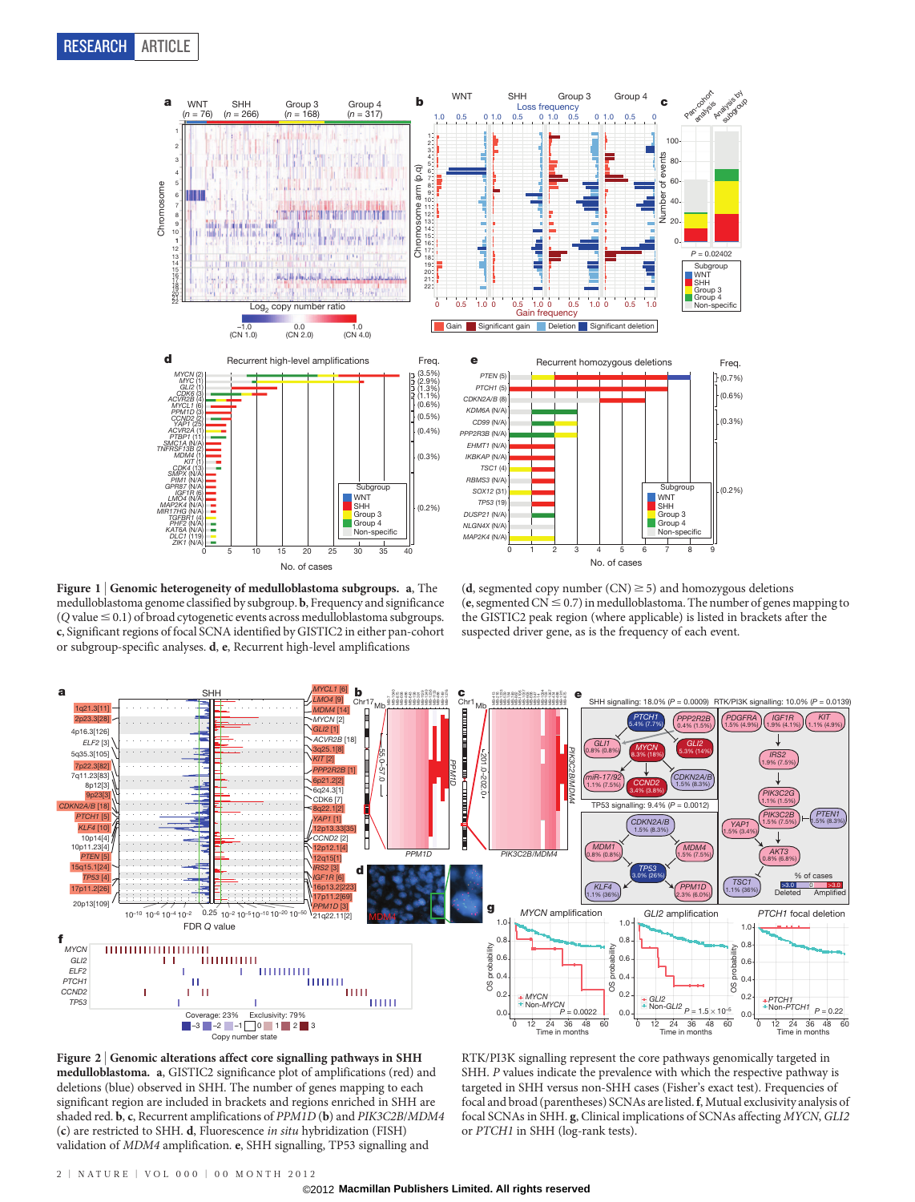**Figure 1 | Genomic heterogeneity of medulloblastoma subgroups. a**, The medulloblastoma genome classified by subgroup. **b**, Frequency and significance ($Q$ value $\leq 0.1$) of broad cytogenetic events across medulloblastoma subgroups. **c**, Significant regions of focal SCNA identified by GISTIC2 in either pan-cohort or subgroup-specific analyses. **d**, **e**, Recurrent high-level amplifications (**d**, segmented copy number (CN) $\geq 5$) and homozygous deletions (**e**, segmented CN $\leq 0.7$) in medulloblastoma. The number of genes mapping to the GISTIC2 peak region (where applicable) is listed in brackets after the suspected driver gene, as is the frequency of each event.

**Figure 2 | Genomic alterations affect core signalling pathways in SHH medulloblastoma. a**, GISTIC2 significance plot of amplifications (red) and deletions (blue) observed in SHH. The number of genes mapping to each significant region are included in brackets and regions enriched in SHH are shaded red. **b**, **c**, Recurrent amplifications of *PPM1D* (**b**) and *PIK3C2B/MDM4* (**c**) are restricted to SHH. **d**, Fluorescence *in situ* hybridization (FISH) validation of *MDM4* amplification. **e**, SHH signalling, TP53 signalling and RTK/PI3K signalling represent the core pathways genomically targeted in SHH. *P* values indicate the prevalence with which the respective pathway is targeted in SHH versus non-SHH cases (Fisher's exact test). Frequencies of focal and broad (parentheses) SCNAs are listed. **f**, Mutual exclusivity analysis of focal SCNAs in SHH. **g**, Clinical implications of SCNAs affecting *MYCN*, *GLI2* or *PTCH1* in SHH (log-rank tests).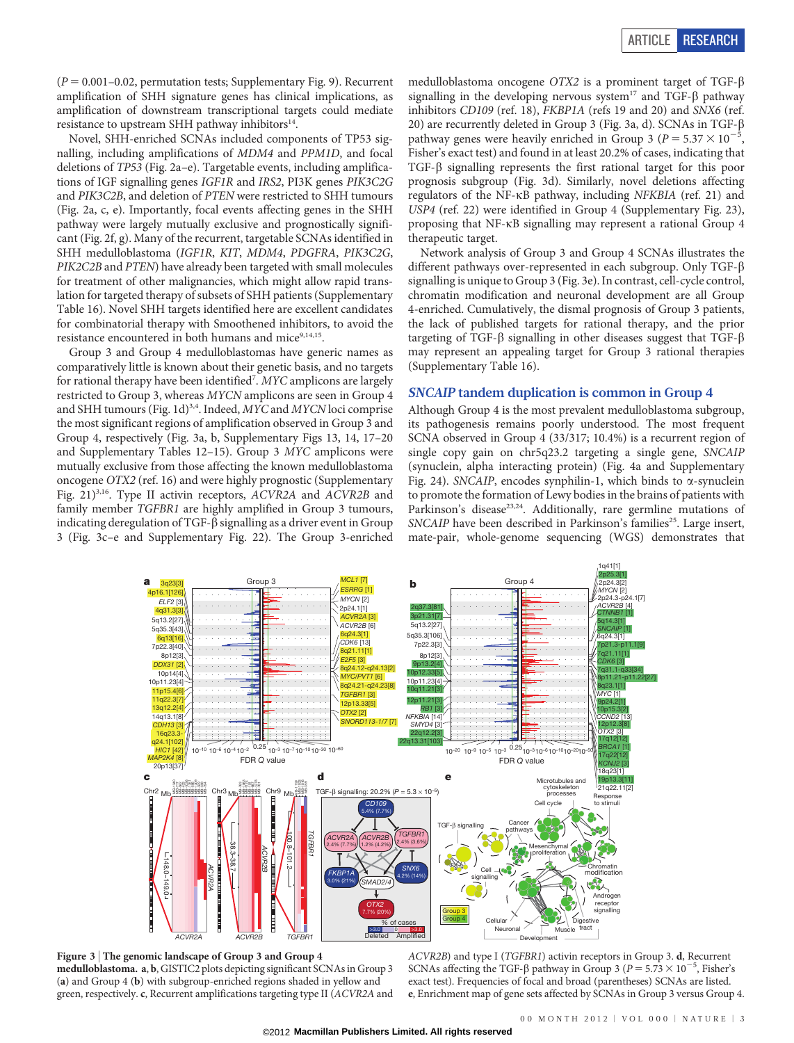($P = 0.001$–$0.02$, permutation tests; Supplementary Fig. 9). Recurrent amplification of SHH signature genes has clinical implications, as amplification of downstream transcriptional targets could mediate resistance to upstream SHH pathway inhibitors[14].

Novel, SHH-enriched SCNAs included components of TP53 signalling, including amplifications of *MDM4* and *PPM1D*, and focal deletions of *TP53* (Fig. 2a–e). Targetable events, including amplifications of IGF signalling genes *IGF1R* and *IRS2*, PI3K genes *PIK3C2G* and *PIK3C2B*, and deletion of *PTEN* were restricted to SHH tumours (Fig. 2a, c, e). Importantly, focal events affecting genes in the SHH pathway were largely mutually exclusive and prognostically significant (Fig. 2f, g). Many of the recurrent, targetable SCNAs identified in SHH medulloblastoma (*IGF1R*, *KIT*, *MDM4*, *PDGFRA*, *PIK3C2G*, *PIK2C2B* and *PTEN*) have already been targeted with small molecules for treatment of other malignancies, which might allow rapid translation for targeted therapy of subsets of SHH patients (Supplementary Table 16). Novel SHH targets identified here are excellent candidates for combinatorial therapy with Smoothened inhibitors, to avoid the resistance encountered in both humans and mice[9,14,15].

Group 3 and Group 4 medulloblastomas have generic names as comparatively little is known about their genetic basis, and no targets for rational therapy have been identified[7]. *MYC* amplicons are largely restricted to Group 3, whereas *MYCN* amplicons are seen in Group 4 and SHH tumours (Fig. 1d)[3,4]. Indeed, *MYC* and *MYCN* loci comprise the most significant regions of amplification observed in Group 3 and Group 4, respectively (Fig. 3a, b, Supplementary Figs 13, 14, 17–20 and Supplementary Tables 12–15). Group 3 *MYC* amplicons were mutually exclusive from those affecting the known medulloblastoma oncogene *OTX2* (ref. 16) and were highly prognostic (Supplementary Fig. 21)[3,16]. Type II activin receptors, *ACVR2A* and *ACVR2B* and family member *TGFBR1* are highly amplified in Group 3 tumours, indicating deregulation of TGF-β signalling as a driver event in Group 3 (Fig. 3c–e and Supplementary Fig. 22). The Group 3-enriched medulloblastoma oncogene *OTX2* is a prominent target of TGF-β signalling in the developing nervous system[17] and TGF-β pathway inhibitors *CD109* (ref. 18), *FKBP1A* (refs 19 and 20) and *SNX6* (ref. 20) are recurrently deleted in Group 3 (Fig. 3a, d). SCNAs in TGF-β pathway genes were heavily enriched in Group 3 ($P = 5.37 \times 10^{-5}$, Fisher's exact test) and found in at least 20.2% of cases, indicating that TGF-β signalling represents the first rational target for this poor prognosis subgroup (Fig. 3d). Similarly, novel deletions affecting regulators of the NF-κB pathway, including *NFKBIA* (ref. 21) and *USP4* (ref. 22) were identified in Group 4 (Supplementary Fig. 23), proposing that NF-κB signalling may represent a rational Group 4 therapeutic target.

Network analysis of Group 3 and Group 4 SCNAs illustrates the different pathways over-represented in each subgroup. Only TGF-β signalling is unique to Group 3 (Fig. 3e). In contrast, cell-cycle control, chromatin modification and neuronal development are all Group 4-enriched. Cumulatively, the dismal prognosis of Group 3 patients, the lack of published targets for rational therapy, and the prior targeting of TGF-β signalling in other diseases suggest that TGF-β may represent an appealing target for Group 3 rational therapies (Supplementary Table 16).

## *SNCAIP* tandem duplication is common in Group 4

Although Group 4 is the most prevalent medulloblastoma subgroup, its pathogenesis remains poorly understood. The most frequent SCNA observed in Group 4 (33/317; 10.4%) is a recurrent region of single copy gain on chr5q23.2 targeting a single gene, *SNCAIP* (synuclein, alpha interacting protein) (Fig. 4a and Supplementary Fig. 24). *SNCAIP*, encodes synphilin-1, which binds to α-synuclein to promote the formation of Lewy bodies in the brains of patients with Parkinson's disease[23,24]. Additionally, rare germline mutations of *SNCAIP* have been described in Parkinson's families[25]. Large insert, mate-pair, whole-genome sequencing (WGS) demonstrates that

**Figure 3 | The genomic landscape of Group 3 and Group 4 medulloblastoma.** **a**, **b**, GISTIC2 plots depicting significant SCNAs in Group 3 (**a**) and Group 4 (**b**) with subgroup-enriched regions shaded in yellow and green, respectively. **c**, Recurrent amplifications targeting type II (*ACVR2A* and *ACVR2B*) and type I (*TGFBR1*) activin receptors in Group 3. **d**, Recurrent SCNAs affecting the TGF-β pathway in Group 3 ($P = 5.73 \times 10^{-5}$, Fisher's exact test). Frequencies of focal and broad (parentheses) SCNAs are listed. **e**, Enrichment map of gene sets affected by SCNAs in Group 3 versus Group 4.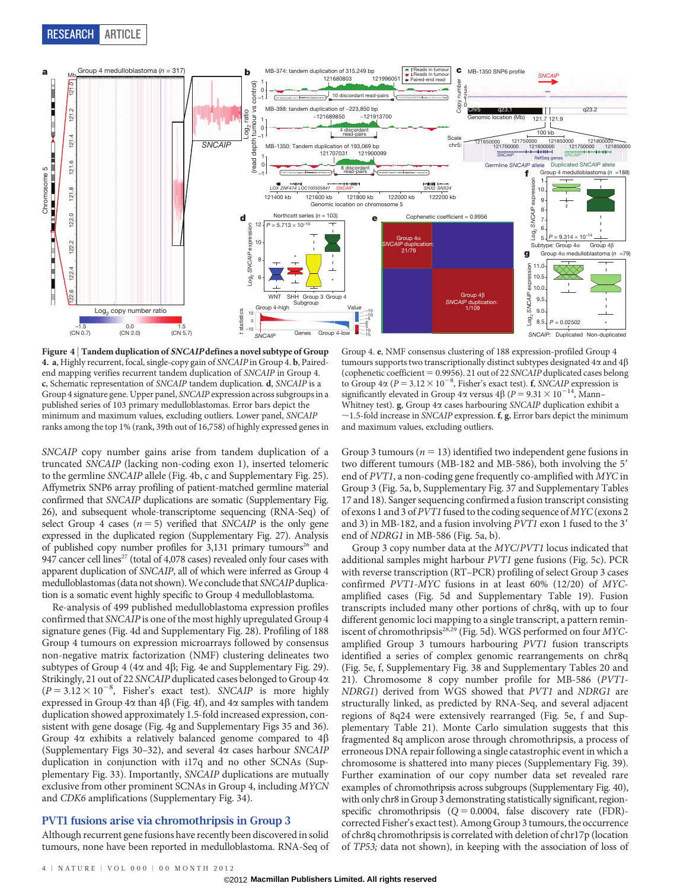**Figure 4 | Tandem duplication of *SNCAIP* defines a novel subtype of Group 4. a**, Highly recurrent, focal, single-copy gain of *SNCAIP* in Group 4. **b**, Paired-end mapping verifies recurrent tandem duplication of *SNCAIP* in Group 4. **c**, Schematic representation of *SNCAIP* tandem duplication. **d**, *SNCAIP* is a Group 4 signature gene. Upper panel, *SNCAIP* expression across subgroups in a published series of 103 primary medulloblastomas. Error bars depict the minimum and maximum values, excluding outliers. Lower panel, *SNCAIP* ranks among the top 1% (rank, 39th out of 16,758) of highly expressed genes in Group 4. **e**, NMF consensus clustering of 188 expression-profiled Group 4 tumours supports two transcriptionally distinct subtypes designated 4α and 4β (cophenetic coefficient = 0.9956). 21 out of 22 *SNCAIP* duplicated cases belong to Group 4α ($P = 3.12 \times 10^{-8}$, Fisher's exact test). **f**, *SNCAIP* expression is significantly elevated in Group 4α versus 4β ($P = 9.31 \times 10^{-14}$, Mann–Whitney test). **g**, Group 4α cases harbouring *SNCAIP* duplication exhibit a ~1.5-fold increase in *SNCAIP* expression. **f**, **g**, Error bars depict the minimum and maximum values, excluding outliers.

*SNCAIP* copy number gains arise from tandem duplication of a truncated *SNCAIP* (lacking non-coding exon 1), inserted telomeric to the germline *SNCAIP* allele (Fig. 4b, c and Supplementary Fig. 25). Affymetrix SNP6 array profiling of patient-matched germline material confirmed that *SNCAIP* duplications are somatic (Supplementary Fig. 26), and subsequent whole-transcriptome sequencing (RNA-Seq) of select Group 4 cases ($n = 5$) verified that *SNCAIP* is the only gene expressed in the duplicated region (Supplementary Fig. 27). Analysis of published copy number profiles for 3,131 primary tumours[26] and 947 cancer cell lines[27] (total of 4,078 cases) revealed only four cases with apparent duplication of *SNCAIP*, all of which were inferred as Group 4 medulloblastomas (data not shown). We conclude that *SNCAIP* duplication is a somatic event highly specific to Group 4 medulloblastoma.

Re-analysis of 499 published medulloblastoma expression profiles confirmed that *SNCAIP* is one of the most highly upregulated Group 4 signature genes (Fig. 4d and Supplementary Fig. 28). Profiling of 188 Group 4 tumours on expression microarrays followed by consensus non-negative matrix factorization (NMF) clustering delineates two subtypes of Group 4 (4α and 4β; Fig. 4e and Supplementary Fig. 29). Strikingly, 21 out of 22 *SNCAIP* duplicated cases belonged to Group 4α ($P = 3.12 \times 10^{-8}$, Fisher's exact test). *SNCAIP* is more highly expressed in Group 4α than 4β (Fig. 4f), and 4α samples with tandem duplication showed approximately 1.5-fold increased expression, consistent with gene dosage (Fig. 4g and Supplementary Figs 35 and 36). Group 4α exhibits a relatively balanced genome compared to 4β (Supplementary Figs 30–32), and several 4α cases harbour *SNCAIP* duplication in conjunction with i17q and no other SCNAs (Supplementary Fig. 33). Importantly, *SNCAIP* duplications are mutually exclusive from other prominent SCNAs in Group 4, including *MYCN* and *CDK6* amplifications (Supplementary Fig. 34).

## PVT1 fusions arise via chromothripsis in Group 3

Although recurrent gene fusions have recently been discovered in solid tumours, none have been reported in medulloblastoma. RNA-Seq of Group 3 tumours ($n = 13$) identified two independent gene fusions in two different tumours (MB-182 and MB-586), both involving the 5′ end of *PVT1*, a non-coding gene frequently co-amplified with *MYC* in Group 3 (Fig. 5a, b, Supplementary Fig. 37 and Supplementary Tables 17 and 18). Sanger sequencing confirmed a fusion transcript consisting of exons 1 and 3 of *PVT1* fused to the coding sequence of *MYC* (exons 2 and 3) in MB-182, and a fusion involving *PVT1* exon 1 fused to the 3′ end of *NDRG1* in MB-586 (Fig. 5a, b).

Group 3 copy number data at the *MYC*/*PVT1* locus indicated that additional samples might harbour *PVT1* gene fusions (Fig. 5c). PCR with reverse transcription (RT–PCR) profiling of select Group 3 cases confirmed *PVT1*-*MYC* fusions in at least 60% (12/20) of *MYC*-amplified cases (Fig. 5d and Supplementary Table 19). Fusion transcripts included many other portions of chr8q, with up to four different genomic loci mapping to a single transcript, a pattern reminiscent of chromothripsis[28,29] (Fig. 5d). WGS performed on four *MYC*-amplified Group 3 tumours harbouring *PVT1* fusion transcripts identified a series of complex genomic rearrangements on chr8q (Fig. 5e, f, Supplementary Fig. 38 and Supplementary Tables 20 and 21). Chromosome 8 copy number profile for MB-586 (*PVT1*-*NDRG1*) derived from WGS showed that *PVT1* and *NDRG1* are structurally linked, as predicted by RNA-Seq, and several adjacent regions of 8q24 were extensively rearranged (Fig. 5e, f and Supplementary Table 21). Monte Carlo simulation suggests that this fragmented 8q amplicon arose through chromothripsis, a process of erroneous DNA repair following a single catastrophic event in which a chromosome is shattered into many pieces (Supplementary Fig. 39). Further examination of our copy number data set revealed rare examples of chromothripsis across subgroups (Supplementary Fig. 40), with only chr8 in Group 3 demonstrating statistically significant, region-specific chromothripsis ($Q = 0.0004$, false discovery rate (FDR)-corrected Fisher's exact test). Among Group 3 tumours, the occurrence of chr8q chromothripsis is correlated with deletion of chr17p (location of *TP53;* data not shown), in keeping with the association of loss of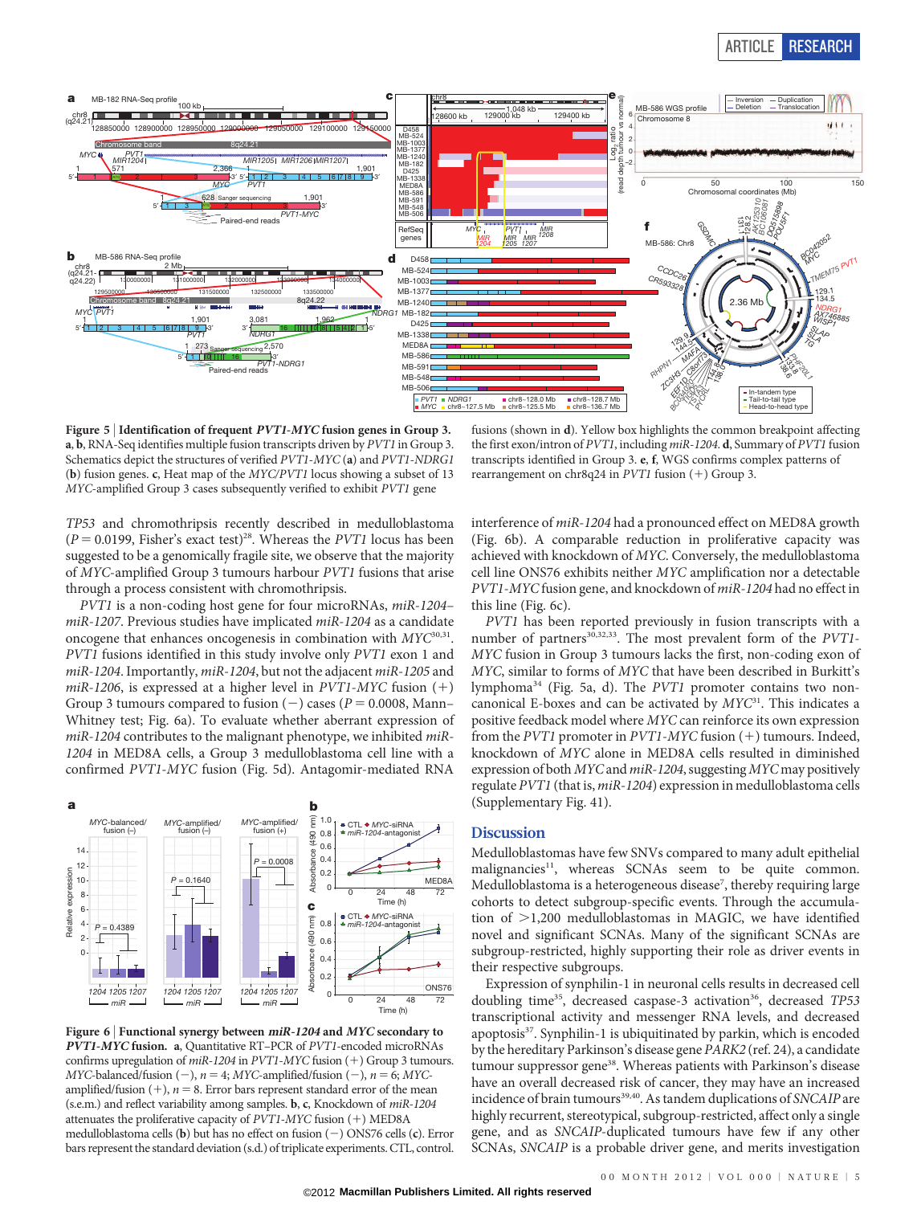**Figure 5 | Identification of frequent *PVT1-MYC* fusion genes in Group 3.** **a**, **b**, RNA-Seq identifies multiple fusion transcripts driven by *PVT1* in Group 3. Schematics depict the structures of verified *PVT1-MYC* (**a**) and *PVT1-NDRG1* (**b**) fusion genes. **c**, Heat map of the *MYC/PVT1* locus showing a subset of 13 *MYC*-amplified Group 3 cases subsequently verified to exhibit *PVT1* gene fusions (shown in **d**). Yellow box highlights the common breakpoint affecting the first exon/intron of *PVT1*, including *miR-1204*. **d**, Summary of *PVT1* fusion transcripts identified in Group 3. **e**, **f**, WGS confirms complex patterns of rearrangement on chr8q24 in *PVT1* fusion (+) Group 3.

*TP53* and chromothripsis recently described in medulloblastoma ($P = 0.0199$, Fisher's exact test)[28]. Whereas the *PVT1* locus has been suggested to be a genomically fragile site, we observe that the majority of *MYC*-amplified Group 3 tumours harbour *PVT1* fusions that arise through a process consistent with chromothripsis.

*PVT1* is a non-coding host gene for four microRNAs, *miR-1204*–*miR-1207*. Previous studies have implicated *miR-1204* as a candidate oncogene that enhances oncogenesis in combination with *MYC*[30,31]. *PVT1* fusions identified in this study involve only *PVT1* exon 1 and *miR-1204*. Importantly, *miR-1204*, but not the adjacent *miR-1205* and *miR-1206*, is expressed at a higher level in *PVT1-MYC* fusion (+) Group 3 tumours compared to fusion (−) cases ($P = 0.0008$, Mann–Whitney test; Fig. 6a). To evaluate whether aberrant expression of *miR-1204* contributes to the malignant phenotype, we inhibited *miR-1204* in MED8A cells, a Group 3 medulloblastoma cell line with a confirmed *PVT1-MYC* fusion (Fig. 5d). Antagomir-mediated RNA interference of *miR-1204* had a pronounced effect on MED8A growth (Fig. 6b). A comparable reduction in proliferative capacity was achieved with knockdown of *MYC*. Conversely, the medulloblastoma cell line ONS76 exhibits neither *MYC* amplification nor a detectable *PVT1-MYC* fusion gene, and knockdown of *miR-1204* had no effect in this line (Fig. 6c).

*PVT1* has been reported previously in fusion transcripts with a number of partners[30,32,33]. The most prevalent form of the *PVT1-MYC* fusion in Group 3 tumours lacks the first, non-coding exon of *MYC*, similar to forms of *MYC* that have been described in Burkitt's lymphoma[34] (Fig. 5a, d). The *PVT1* promoter contains two non-canonical E-boxes and can be activated by *MYC*[31]. This indicates a positive feedback model where *MYC* can reinforce its own expression from the *PVT1* promoter in *PVT1-MYC* fusion (+) tumours. Indeed, knockdown of *MYC* alone in MED8A cells resulted in diminished expression of both *MYC* and *miR-1204*, suggesting *MYC* may positively regulate *PVT1* (that is, *miR-1204*) expression in medulloblastoma cells (Supplementary Fig. 41).

**Figure 6 | Functional synergy between *miR-1204* and *MYC* secondary to *PVT1-MYC* fusion.** **a**, Quantitative RT–PCR of *PVT1*-encoded microRNAs confirms upregulation of *miR-1204* in *PVT1-MYC* fusion (+) Group 3 tumours. *MYC*-balanced/fusion (−), $n = 4$; *MYC*-amplified/fusion (−), $n = 6$; *MYC*-amplified/fusion (+), $n = 8$. Error bars represent standard error of the mean (s.e.m.) and reflect variability among samples. **b**, **c**, Knockdown of *miR-1204* attenuates the proliferative capacity of *PVT1-MYC* fusion (+) MED8A medulloblastoma cells (**b**) but has no effect on fusion (−) ONS76 cells (**c**). Error bars represent the standard deviation (s.d.) of triplicate experiments. CTL, control.

## Discussion

Medulloblastomas have few SNVs compared to many adult epithelial malignancies[11], whereas SCNAs seem to be quite common. Medulloblastoma is a heterogeneous disease[7], thereby requiring large cohorts to detect subgroup-specific events. Through the accumulation of >1,200 medulloblastomas in MAGIC, we have identified novel and significant SCNAs. Many of the significant SCNAs are subgroup-restricted, highly supporting their role as driver events in their respective subgroups.

Expression of synphilin-1 in neuronal cells results in decreased cell doubling time[35], decreased caspase-3 activation[36], decreased *TP53* transcriptional activity and messenger RNA levels, and decreased apoptosis[37]. Synphilin-1 is ubiquitinated by parkin, which is encoded by the hereditary Parkinson's disease gene *PARK2* (ref. 24), a candidate tumour suppressor gene[38]. Whereas patients with Parkinson's disease have an overall decreased risk of cancer, they may have an increased incidence of brain tumours[39,40]. As tandem duplications of *SNCAIP* are highly recurrent, stereotypical, subgroup-restricted, affect only a single gene, and as *SNCAIP*-duplicated tumours have few if any other SCNAs, *SNCAIP* is a probable driver gene, and merits investigation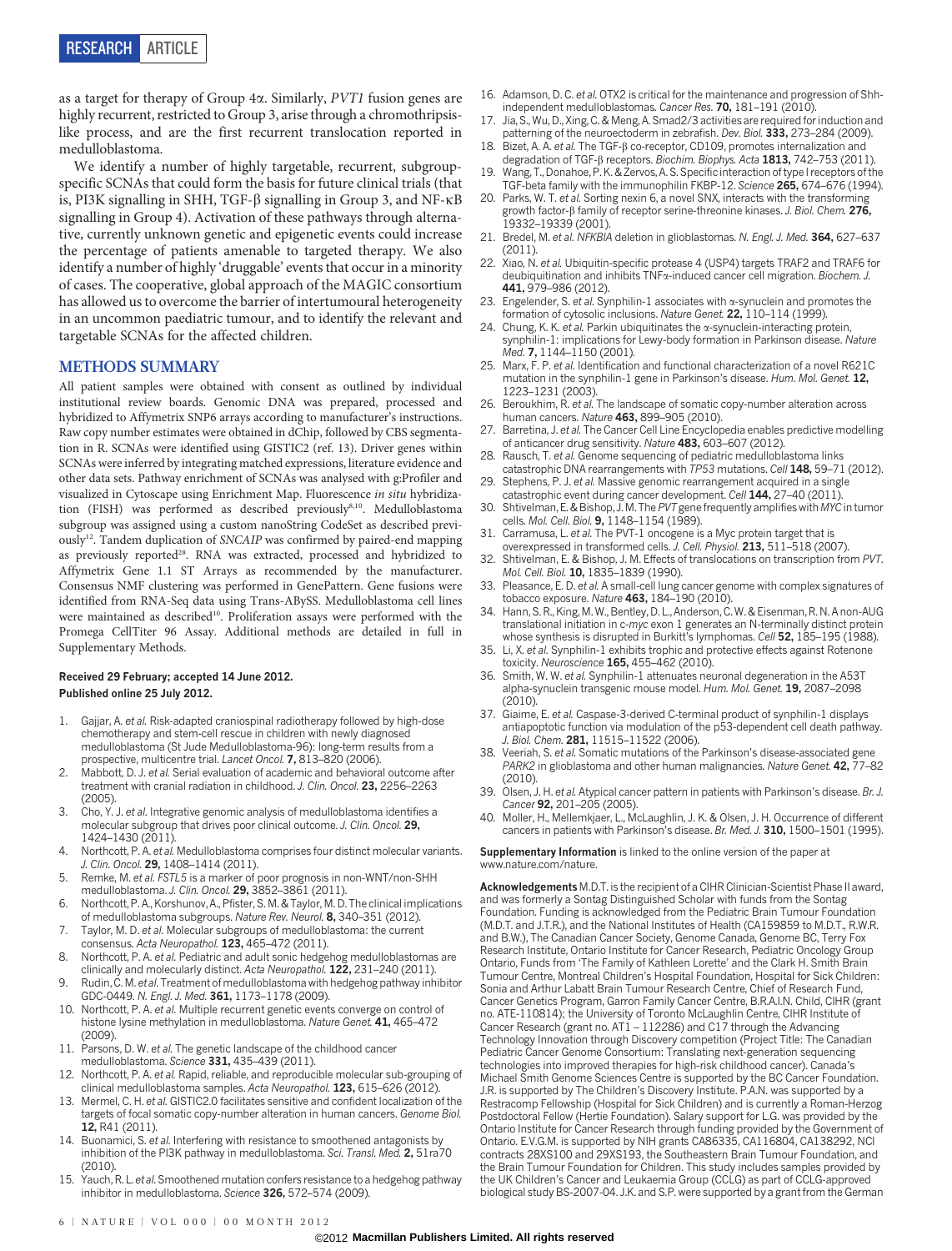as a target for therapy of Group 4α. Similarly, *PVT1* fusion genes are highly recurrent, restricted to Group 3, arise through a chromothripsis-like process, and are the first recurrent translocation reported in medulloblastoma.

We identify a number of highly targetable, recurrent, subgroup-specific SCNAs that could form the basis for future clinical trials (that is, PI3K signalling in SHH, TGF-β signalling in Group 3, and NF-κB signalling in Group 4). Activation of these pathways through alternative, currently unknown genetic and epigenetic events could increase the percentage of patients amenable to targeted therapy. We also identify a number of highly 'druggable' events that occur in a minority of cases. The cooperative, global approach of the MAGIC consortium has allowed us to overcome the barrier of intertumoural heterogeneity in an uncommon paediatric tumour, and to identify the relevant and targetable SCNAs for the affected children.

## METHODS SUMMARY

All patient samples were obtained with consent as outlined by individual institutional review boards. Genomic DNA was prepared, processed and hybridized to Affymetrix SNP6 arrays according to manufacturer's instructions. Raw copy number estimates were obtained in dChip, followed by CBS segmentation in R. SCNAs were identified using GISTIC2 (ref. 13). Driver genes within SCNAs were inferred by integrating matched expressions, literature evidence and other data sets. Pathway enrichment of SCNAs was analysed with g:Profiler and visualized in Cytoscape using Enrichment Map. Fluorescence *in situ* hybridization (FISH) was performed as described previously[8,10]. Medulloblastoma subgroup was assigned using a custom nanoString CodeSet as described previously[12]. Tandem duplication of *SNCAIP* was confirmed by paired-end mapping as previously reported[28]. RNA was extracted, processed and hybridized to Affymetrix Gene 1.1 ST Arrays as recommended by the manufacturer. Consensus NMF clustering was performed in GenePattern. Gene fusions were identified from RNA-Seq data using Trans-ABySS. Medulloblastoma cell lines were maintained as described[10]. Proliferation assays were performed with the Promega CellTiter 96 Assay. Additional methods are detailed in full in Supplementary Methods.

**Received 29 February; accepted 14 June 2012.**
**Published online 25 July 2012.**

1. Gajjar, A. *et al.* Risk-adapted craniospinal radiotherapy followed by high-dose chemotherapy and stem-cell rescue in children with newly diagnosed medulloblastoma (St Jude Medulloblastoma-96): long-term results from a prospective, multicentre trial. *Lancet Oncol.* **7,** 813–820 (2006).
2. Mabbott, D. J. *et al.* Serial evaluation of academic and behavioral outcome after treatment with cranial radiation in childhood. *J. Clin. Oncol.* **23,** 2256–2263 (2005).
3. Cho, Y. J. *et al.* Integrative genomic analysis of medulloblastoma identifies a molecular subgroup that drives poor clinical outcome. *J. Clin. Oncol.* **29,** 1424–1430 (2011).
4. Northcott, P. A. *et al.* Medulloblastoma comprises four distinct molecular variants. *J. Clin. Oncol.* **29,** 1408–1414 (2011).
5. Remke, M. *et al. FSTL5* is a marker of poor prognosis in non-WNT/non-SHH medulloblastoma. *J. Clin. Oncol.* **29,** 3852–3861 (2011).
6. Northcott, P. A., Korshunov, A., Pfister, S. M. & Taylor, M. D. The clinical implications of medulloblastoma subgroups. *Nature Rev. Neurol.* **8,** 340–351 (2012).
7. Taylor, M. D. *et al.* Molecular subgroups of medulloblastoma: the current consensus. *Acta Neuropathol.* **123,** 465–472 (2011).
8. Northcott, P. A. *et al.* Pediatric and adult sonic hedgehog medulloblastomas are clinically and molecularly distinct. *Acta Neuropathol.* **122,** 231–240 (2011).
9. Rudin, C. M. *et al.* Treatment of medulloblastoma with hedgehog pathway inhibitor GDC-0449. *N. Engl. J. Med.* **361,** 1173–1178 (2009).
10. Northcott, P. A. *et al.* Multiple recurrent genetic events converge on control of histone lysine methylation in medulloblastoma. *Nature Genet.* **41,** 465–472 (2009).
11. Parsons, D. W. *et al.* The genetic landscape of the childhood cancer medulloblastoma. *Science* **331,** 435–439 (2011).
12. Northcott, P. A. *et al.* Rapid, reliable, and reproducible molecular sub-grouping of clinical medulloblastoma samples. *Acta Neuropathol.* **123,** 615–626 (2012).
13. Mermel, C. H. *et al.* GISTIC2.0 facilitates sensitive and confident localization of the targets of focal somatic copy-number alteration in human cancers. *Genome Biol.* **12,** R41 (2011).
14. Buonamici, S. *et al.* Interfering with resistance to smoothened antagonists by inhibition of the PI3K pathway in medulloblastoma. *Sci. Transl. Med.* **2,** 51ra70 (2010).
15. Yauch, R. L. *et al.* Smoothened mutation confers resistance to a hedgehog pathway inhibitor in medulloblastoma. *Science* **326,** 572–574 (2009).
16. Adamson, D. C. *et al.* OTX2 is critical for the maintenance and progression of Shh-independent medulloblastomas. *Cancer Res.* **70,** 181–191 (2010).
17. Jia, S., Wu, D., Xing, C. & Meng, A. Smad2/3 activities are required for induction and patterning of the neuroectoderm in zebrafish. *Dev. Biol.* **333,** 273–284 (2009).
18. Bizet, A. A. *et al.* The TGF-β co-receptor, CD109, promotes internalization and degradation of TGF-β receptors. *Biochim. Biophys. Acta* **1813,** 742–753 (2011).
19. Wang, T., Donahoe, P. K. & Zervos, A. S. Specific interaction of type I receptors of the TGF-beta family with the immunophilin FKBP-12. *Science* **265,** 674–676 (1994).
20. Parks, W. T. *et al.* Sorting nexin 6, a novel SNX, interacts with the transforming growth factor-β family of receptor serine-threonine kinases. *J. Biol. Chem.* **276,** 19332–19339 (2001).
21. Bredel, M. *et al. NFKBIA* deletion in glioblastomas. *N. Engl. J. Med.* **364,** 627–637 (2011).
22. Xiao, N. *et al.* Ubiquitin-specific protease 4 (USP4) targets TRAF2 and TRAF6 for deubiquitination and inhibits TNFα-induced cancer cell migration. *Biochem. J.* **441,** 979–986 (2012).
23. Engelender, S. *et al.* Synphilin-1 associates with α-synuclein and promotes the formation of cytosolic inclusions. *Nature Genet.* **22,** 110–114 (1999).
24. Chung, K. K. *et al.* Parkin ubiquitinates the α-synuclein-interacting protein, synphilin-1: implications for Lewy-body formation in Parkinson disease. *Nature Med.* **7,** 1144–1150 (2001).
25. Marx, F. P. *et al.* Identification and functional characterization of a novel R621C mutation in the synphilin-1 gene in Parkinson's disease. *Hum. Mol. Genet.* **12,** 1223–1231 (2003).
26. Beroukhim, R. *et al.* The landscape of somatic copy-number alteration across human cancers. *Nature* **463,** 899–905 (2010).
27. Barretina, J. *et al.* The Cancer Cell Line Encyclopedia enables predictive modelling of anticancer drug sensitivity. *Nature* **483,** 603–607 (2012).
28. Rausch, T. *et al.* Genome sequencing of pediatric medulloblastoma links catastrophic DNA rearrangements with *TP53* mutations. *Cell* **148,** 59–71 (2012).
29. Stephens, P. J. *et al.* Massive genomic rearrangement acquired in a single catastrophic event during cancer development. *Cell* **144,** 27–40 (2011).
30. Shtivelman, E. & Bishop, J. M. The *PVT* gene frequently amplifies with *MYC* in tumor cells. *Mol. Cell. Biol.* **9,** 1148–1154 (1989).
31. Carramusa, L. *et al.* The PVT-1 oncogene is a Myc protein target that is overexpressed in transformed cells. *J. Cell. Physiol.* **213,** 511–518 (2007).
32. Shtivelman, E. & Bishop, J. M. Effects of translocations on transcription from *PVT*. *Mol. Cell. Biol.* **10,** 1835–1839 (1990).
33. Pleasance, E. D. *et al.* A small-cell lung cancer genome with complex signatures of tobacco exposure. *Nature* **463,** 184–190 (2010).
34. Hann, S. R., King, M. W., Bentley, D. L., Anderson, C. W. & Eisenman, R. N. A non-AUG translational initiation in c-*myc* exon 1 generates an N-terminally distinct protein whose synthesis is disrupted in Burkitt's lymphomas. *Cell* **52,** 185–195 (1988).
35. Li, X. *et al.* Synphilin-1 exhibits trophic and protective effects against Rotenone toxicity. *Neuroscience* **165,** 455–462 (2010).
36. Smith, W. W. *et al.* Synphilin-1 attenuates neuronal degeneration in the A53T alpha-synuclein transgenic mouse model. *Hum. Mol. Genet.* **19,** 2087–2098 (2010).
37. Giaime, E. *et al.* Caspase-3-derived C-terminal product of synphilin-1 displays antiapoptotic function via modulation of the p53-dependent cell death pathway. *J. Biol. Chem.* **281,** 11515–11522 (2006).
38. Veeriah, S. *et al.* Somatic mutations of the Parkinson's disease-associated gene *PARK2* in glioblastoma and other human malignancies. *Nature Genet.* **42,** 77–82 (2010).
39. Olsen, J. H. *et al.* Atypical cancer pattern in patients with Parkinson's disease. *Br. J. Cancer* **92,** 201–205 (2005).
40. Moller, H., Mellemkjaer, L., McLaughlin, J. K. & Olsen, J. H. Occurrence of different cancers in patients with Parkinson's disease. *Br. Med. J.* **310,** 1500–1501 (1995).

**Supplementary Information** is linked to the online version of the paper at www.nature.com/nature.

**Acknowledgements** M.D.T. is the recipient of a CIHR Clinician-Scientist Phase II award, and was formerly a Sontag Distinguished Scholar with funds from the Sontag Foundation. Funding is acknowledged from the Pediatric Brain Tumour Foundation (M.D.T. and J.T.R.), and the National Institutes of Health (CA159859 to M.D.T., R.W.R. and B.W.), The Canadian Cancer Society, Genome Canada, Genome BC, Terry Fox Research Institute, Ontario Institute for Cancer Research, Pediatric Oncology Group Ontario, Funds from 'The Family of Kathleen Lorette' and the Clark H. Smith Brain Tumour Centre, Montreal Children's Hospital Foundation, Hospital for Sick Children: Sonia and Arthur Labatt Brain Tumour Research Centre, Chief of Research Fund, Cancer Genetics Program, Garron Family Cancer Centre, B.R.A.I.N. Child, CIHR (grant no. ATE-110814); the University of Toronto McLaughlin Centre, CIHR Institute of Cancer Research (grant no. AT1 – 112286) and C17 through the Advancing Technology Innovation through Discovery competition (Project Title: The Canadian Pediatric Cancer Genome Consortium: Translating next-generation sequencing technologies into improved therapies for high-risk childhood cancer). Canada's Michael Smith Genome Sciences Centre is supported by the BC Cancer Foundation. J.R. is supported by The Children's Discovery Institute. P.A.N. was supported by a Restracomp Fellowship (Hospital for Sick Children) and is currently a Roman-Herzog Postdoctoral Fellow (Hertie Foundation). Salary support for L.G. was provided by the Ontario Institute for Cancer Research through funding provided by the Government of Ontario. E.V.G.M. is supported by NIH grants CA86335, CA116804, CA138292, NCI contracts 28XS100 and 29XS193, the Southeastern Brain Tumour Foundation, and the Brain Tumour Foundation for Children. This study includes samples provided by the UK Children's Cancer and Leukaemia Group (CCLG) as part of CCLG-approved biological study BS-2007-04. J.K. and S.P. were supported by a grant from the German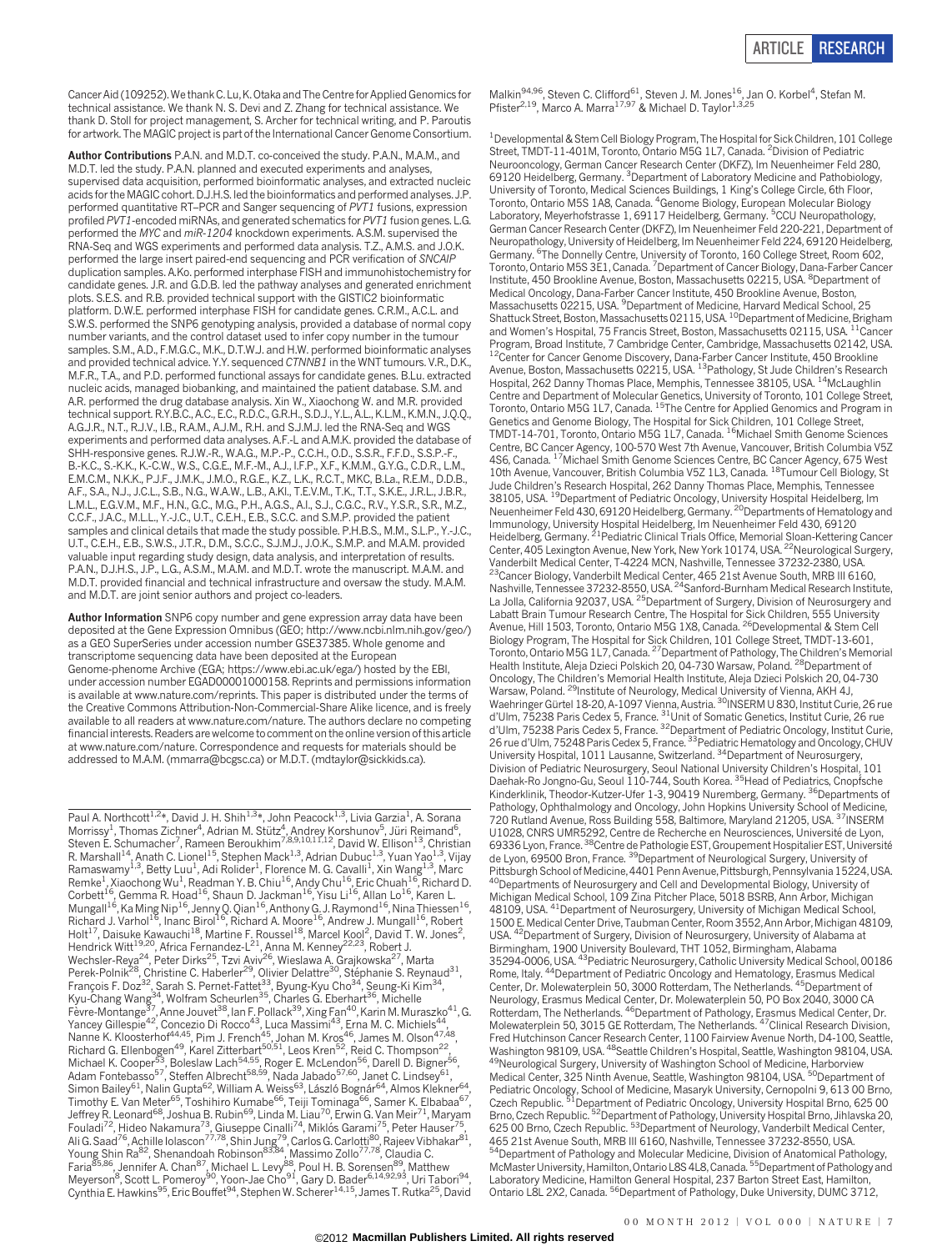Cancer Aid (109252). We thank C. Lu, K. Otaka and The Centre for Applied Genomics for technical assistance. We thank N. S. Devi and Z. Zhang for technical assistance. We thank D. Stoll for project management, S. Archer for technical writing, and P. Paroutis for artwork. The MAGIC project is part of the International Cancer Genome Consortium.

**Author Contributions** P.A.N. and M.D.T. co-conceived the study. P.A.N., M.A.M., and M.D.T. led the study. P.A.N. planned and executed experiments and analyses, supervised data acquisition, performed bioinformatic analyses, and extracted nucleic acids for the MAGIC cohort. D.J.H.S. led the bioinformatics and performed analyses. J.P. performed quantitative RT–PCR and Sanger sequencing of *PVT1* fusions, expression profiled *PVT1*-encoded miRNAs, and generated schematics for *PVT1* fusion genes. L.G. performed the *MYC* and *miR-1204* knockdown experiments. A.S.M. supervised the RNA-Seq and WGS experiments and performed data analysis. T.Z., A.M.S. and J.O.K. performed the large insert paired-end sequencing and PCR verification of *SNCAIP* duplication samples. A.Ko. performed interphase FISH and immunohistochemistry for candidate genes. J.R. and G.D.B. led the pathway analyses and generated enrichment plots. S.E.S. and R.B. provided technical support with the GISTIC2 bioinformatic platform. D.W.E. performed interphase FISH for candidate genes. C.R.M., A.C.L. and S.W.S. performed the SNP6 genotyping analysis, provided a database of normal copy number variants, and the control dataset used to infer copy number in the tumour samples. S.M., A.D., F.M.G.C., M.K., D.T.W.J. and H.W. performed bioinformatic analyses and provided technical advice. Y.Y. sequenced *CTNNB1* in the WNT tumours. V.R., D.K., M.F.R., T.A., and P.D. performed functional assays for candidate genes. B.Lu. extracted nucleic acids, managed biobanking, and maintained the patient database. S.M. and A.R. performed the drug database analysis. Xin W., Xiaochong W. and M.R. provided technical support. R.Y.B.C., A.C., E.C., R.D.C., G.R.H., S.D.J., Y.L., A.L., K.L.M., K.M.N., J.Q.Q., A.G.J.R., N.T., R.J.V., I.B., R.A.M., A.J.M., R.H. and S.J.M.J. led the RNA-Seq and WGS experiments and performed data analyses. A.F.-L and A.M.K. provided the database of SHH-responsive genes. R.J.W.-R., W.A.G., M.P.-P., C.C.H., O.D., S.S.R., F.F.D., S.S.P.-F., B.-K.C., S.-K.K., K.-C.W., W.S., C.G.E., M.F.-M., A.J., I.F.P., X.F., K.M.M., G.Y.G., C.D.R., L.M., E.M.C.M., N.K.K., P.J.F., J.M.K., J.M.O., R.G.E., K.Z., L.K., R.C.T., MKC, B.La., R.E.M., D.D.B., A.F., S.A., N.J., J.C.L., S.B., N.G., W.A.W., L.B., A.Kl., T.E.V.M., T.K., T.T., S.K.E., J.R.L., J.B.R., L.M.L., E.G.V.M., M.F., H.N., G.C., M.G., P.H., A.G.S., A.I., S.J., C.G.C., R.V., Y.S.R., S.R., M.Z., C.C.F., J.A.C., M.L.L., Y.-J.C., U.T., C.E.H., E.B., S.C.C. and S.M.P. provided the patient samples and clinical details that made the study possible. P.H.B.S., M.M., S.L.P., Y.-J.C., U.T., C.E.H., E.B., S.W.S., J.T.R., D.M., S.C.C., S.J.M.J., J.O.K., S.M.P. and M.A.M. provided valuable input regarding study design, data analysis, and interpretation of results. P.A.N., D.J.H.S., J.P., L.G., A.S.M., M.A.M. and M.D.T. wrote the manuscript. M.A.M. and M.D.T. provided financial and technical infrastructure and oversaw the study. M.A.M. and M.D.T. are joint senior authors and project co-leaders.

**Author Information** SNP6 copy number and gene expression array data have been deposited at the Gene Expression Omnibus (GEO; http://www.ncbi.nlm.nih.gov/geo/) as a GEO SuperSeries under accession number GSE37385. Whole genome and transcriptome sequencing data have been deposited at the European Genome-phenome Archive (EGA; https://www.ebi.ac.uk/ega/) hosted by the EBI, under accession number EGAD00001000158. Reprints and permissions information is available at www.nature.com/reprints. This paper is distributed under the terms of the Creative Commons Attribution-Non-Commercial-Share Alike licence, and is freely available to all readers at www.nature.com/nature. The authors declare no competing financial interests. Readers are welcome to comment on the online version of this article at www.nature.com/nature. Correspondence and requests for materials should be addressed to M.A.M. (mmarra@bcgsc.ca) or M.D.T. (mdtaylor@sickkids.ca).

Paul A. Northcott[1,2]*, David J. H. Shih[1,3]*, John Peacock[1,3], Livia Garzia[1], A. Sorana Morrissy[1], Thomas Zichner[4], Adrian M. Stütz[4], Andrey Korshunov[5], Jüri Reimand[6], Steven E. Schumacher[7], Rameen Beroukhim[7,8,9,10,11,12], David W. Ellison[13], Christian R. Marshall[14], Anath C. Lionel[15], Stephen Mack[1,3], Adrian Dubuc[1,3], Yuan Yao[1,3], Vijay Ramaswamy[1,3], Betty Luu[1], Adi Rolider[1], Florence M. G. Cavalli[1], Xin Wang[1,3], Marc Remke[1], Xiaochong Wu[1], Readman Y. B. Chiu[16], Andy Chu[16], Eric Chuah[16], Richard D. Corbett[16], Gemma R. Hoad[16], Shaun D. Jackman[16], Yisu Li[16], Allan Lo[16], Karen L. Mungall[16], Ka Ming Nip[16], Jenny Q. Qian[16], Anthony G. J. Raymond[16], Nina Thiessen[16], Richard J. Varhol[16], Inanc Birol[16], Richard A. Moore[16], Andrew J. Mungall[16], Robert Holt[17], Daisuke Kawauchi[18], Martine F. Roussel[18], Marcel Kool[2], David T. W. Jones[2], Hendrick Witt[19,20], Africa Fernandez-L[21], Anna M. Kenney[22,23], Robert J. Wechsler-Reya[24], Peter Dirks[25], Tzvi Aviv[26], Wieslawa A. Grajkowska[27], Marta Perek-Polnik[28], Christine C. Haberler[29], Olivier Delattre[30], Stéphanie S. Reynaud[31], François F. Doz[32], Sarah S. Pernet-Fattet[33], Byung-Kyu Cho[34], Seung-Ki Kim[34], Kyu-Chang Wang[34], Wolfram Scheurlen[35], Charles G. Eberhart[36], Michelle Fèvre-Montange[37], Anne Jouvet[38], Ian F. Pollack[39], Xing Fan[40], Karin M. Muraszko[41], G. Yancey Gillespie[42], Concezio Di Rocco[43], Luca Massimi[43], Erna M. C. Michiels[44], Nanne K. Kloosterhof[44,45], Pim J. French[45], Johan M. Kros[46], James M. Olson[47,48], Richard G. Ellenbogen[49], Karel Zitterbart[50,51], Leos Kren[52], Reid C. Thompson[22], Michael K. Cooper[53], Boleslaw Lach[54,55], Roger E. McLendon[56], Darell D. Bigner[56], Adam Fontebasso[57], Steffen Albrecht[58,59], Nada Jabado[57,60], Janet C. Lindsey[61], Simon Bailey[61], Nalin Gupta[62], William A. Weiss[63], László Bognár[64], Almos Klekner[64], Timothy E. Van Meter[65], Toshihiro Kumabe[66], Teiji Tominaga[66], Samer K. Elbabaa[67], Jeffrey R. Leonard[68], Joshua B. Rubin[69], Linda M. Liau[70], Erwin G. Van Meir[71], Maryam Fouladi[72], Hideo Nakamura[73], Giuseppe Cinalli[74], Miklós Garami[75], Peter Hauser[75], Ali G. Saad[76], Achille Iolascon[77,78], Shin Jung[79], Carlos G. Carlotti[80], Rajeev Vibhakar[81], Young Shin Ra[82], Shenandoah Robinson[83,84], Massimo Zollo[77,78], Claudia C. Faria[85,86], Jennifer A. Chan[87], Michael L. Levy[88], Poul H. B. Sorensen[89], Matthew Meyerson[8], Scott L. Pomeroy[90], Yoon-Jae Cho[91], Gary D. Bader[6,14,92,93], Uri Tabori[94], Cynthia E. Hawkins[95], Eric Bouffet[94], Stephen W. Scherer[14,15], James T. Rutka[25], David Malkin[94,96], Steven C. Clifford[61], Steven J. M. Jones[16], Jan O. Korbel[4], Stefan M. Pfister[2,19], Marco A. Marra[17,97] & Michael D. Taylor[1,3,25]

[1]Developmental & Stem Cell Biology Program, The Hospital for Sick Children, 101 College Street, TMDT-11-401M, Toronto, Ontario M5G 1L7, Canada. [2]Division of Pediatric Neurooncology, German Cancer Research Center (DKFZ), Im Neuenheimer Feld 280, 69120 Heidelberg, Germany. [3]Department of Laboratory Medicine and Pathobiology, University of Toronto, Medical Sciences Buildings, 1 King's College Circle, 6th Floor, Toronto, Ontario M5S 1A8, Canada. [4]Genome Biology, European Molecular Biology Laboratory, Meyerhofstrasse 1, 69117 Heidelberg, Germany. [5]CCU Neuropathology, German Cancer Research Center (DKFZ), Im Neuenheimer Feld 220-221, Department of Neuropathology, University of Heidelberg, Im Neuenheimer Feld 224, 69120 Heidelberg, Germany. [6]The Donnelly Centre, University of Toronto, 160 College Street, Room 602, Toronto, Ontario M5S 3E1, Canada. [7]Department of Cancer Biology, Dana-Farber Cancer Institute, 450 Brookline Avenue, Boston, Massachusetts 02215, USA. [8]Department of Medical Oncology, Dana-Farber Cancer Institute, 450 Brookline Avenue, Boston, Massachusetts 02215, USA. [9]Department of Medicine, Harvard Medical School, 25 Shattuck Street, Boston, Massachusetts 02115, USA. [10]Department of Medicine, Brigham and Women's Hospital, 75 Francis Street, Boston, Massachusetts 02115, USA. [11]Cancer Program, Broad Institute, 7 Cambridge Center, Cambridge, Massachusetts 02142, USA. [12]Center for Cancer Genome Discovery, Dana-Farber Cancer Institute, 450 Brookline Avenue, Boston, Massachusetts 02215, USA. [13]Pathology, St Jude Children's Research Hospital, 262 Danny Thomas Place, Memphis, Tennessee 38105, USA. [14]McLaughlin Centre and Department of Molecular Genetics, University of Toronto, 101 College Street, Toronto, Ontario M5G 1L7, Canada. [15]The Centre for Applied Genomics and Program in Genetics and Genome Biology, The Hospital for Sick Children, 101 College Street, TMDT-14-701, Toronto, Ontario M5G 1L7, Canada. [16]Michael Smith Genome Sciences Centre, BC Cancer Agency, 100-570 West 7th Avenue, Vancouver, British Columbia V5Z 4S6, Canada. [17]Michael Smith Genome Sciences Centre, BC Cancer Agency, 675 West 10th Avenue, Vancouver, British Columbia V5Z 1L3, Canada. [18]Tumour Cell Biology, St Jude Children's Research Hospital, 262 Danny Thomas Place, Memphis, Tennessee 38105, USA. [19]Department of Pediatric Oncology, University Hospital Heidelberg, Im Neuenheimer Feld 430, 69120 Heidelberg, Germany. [20]Departments of Hematology and Immunology, University Hospital Heidelberg, Im Neuenheimer Feld 430, 69120 Heidelberg, Germany. [21]Pediatric Clinical Trials Office, Memorial Sloan-Kettering Cancer Center, 405 Lexington Avenue, New York, New York 10174, USA. [22]Neurological Surgery, Vanderbilt Medical Center, T-4224 MCN, Nashville, Tennessee 37232-2380, USA. [23]Cancer Biology, Vanderbilt Medical Center, 465 21st Avenue South, MRB III 6160, Nashville, Tennessee 37232-8550, USA. [24]Sanford-Burnham Medical Research Institute, La Jolla, California 92037, USA. [25]Department of Surgery, Division of Neurosurgery and Labatt Brain Tumour Research Centre, The Hospital for Sick Children, 555 University Avenue, Hill 1503, Toronto, Ontario M5G 1X8, Canada. [26]Developmental & Stem Cell Biology Program, The Hospital for Sick Children, 101 College Street, TMDT-13-601, Toronto, Ontario M5G 1L7, Canada. [27]Department of Pathology, The Children's Memorial Health Institute, Aleja Dzieci Polskich 20, 04-730 Warsaw, Poland. [28]Department of Oncology, The Children's Memorial Health Institute, Aleja Dzieci Polskich 20, 04-730 Warsaw, Poland. [29]Institute of Neurology, Medical University of Vienna, AKH 4J, Waehringer Gürtel 18-20, A-1097 Vienna, Austria. [30]INSERM U830, Institut Curie, 26 rue d'Ulm, 75238 Paris Cedex 5, France. [31]Unit of Somatic Genetics, Institut Curie, 26 rue d'Ulm, 75238 Paris Cedex 5, France. [32]Department of Pediatric Oncology, Institut Curie, 26 rue d'Ulm, 75248 Paris Cedex 5, France. [33]Pediatric Hematology and Oncology, CHUV University Hospital, 1011 Lausanne, Switzerland. [34]Department of Neurosurgery, Division of Pediatric Neurosurgery, Seoul National University Children's Hospital, 101 Daehak-Ro Jongno-Gu, Seoul 110-744, South Korea. [35]Head of Pediatrics, Cnopfsche Kinderklinik, Theodor-Kutzer-Ufer 1-3, 90419 Nuremberg, Germany. [36]Departments of Pathology, Ophthalmology and Oncology, John Hopkins University School of Medicine, 720 Rutland Avenue, Ross Building 558, Baltimore, Maryland 21205, USA. [37]INSERM U1028, CNRS UMR5292, Centre de Recherche en Neurosciences, Université de Lyon, 69336 Lyon, France. [38]Centre de Pathologie EST, Groupement Hospitalier EST, Université de Lyon, 69500 Bron, France. [39]Department of Neurological Surgery, University of Pittsburgh School of Medicine, 4401 Penn Avenue, Pittsburgh, Pennsylvania 15224, USA. [40]Departments of Neurosurgery and Cell and Developmental Biology, University of Michigan Medical School, 109 Zina Pitcher Place, 5018 BSRB, Ann Arbor, Michigan 48109, USA. [41]Department of Neurosurgery, University of Michigan Medical School, 1500 E. Medical Center Drive, Taubman Center, Room 3552, Ann Arbor, Michigan 48109, USA. [42]Department of Surgery, Division of Neurosurgery, University of Alabama at Birmingham, 1900 University Boulevard, THT 1052, Birmingham, Alabama 35294-0006, USA. [43]Pediatric Neurosurgery, Catholic University Medical School, 00186 Rome, Italy. [44]Department of Pediatric Oncology and Hematology, Erasmus Medical Center, Dr. Molewaterplein 50, 3000 Rotterdam, The Netherlands. [45]Department of Neurology, Erasmus Medical Center, Dr. Molewaterplein 50, PO Box 2040, 3000 CA Rotterdam, The Netherlands. [46]Department of Pathology, Erasmus Medical Center, Dr. Molewaterplein 50, 3015 GE Rotterdam, The Netherlands. [47]Clinical Research Division, Fred Hutchinson Cancer Research Center, 1100 Fairview Avenue North, D4-100, Seattle, Washington 98109, USA. [48]Seattle Children's Hospital, Seattle, Washington 98104, USA. [49]Neurological Surgery, University of Washington School of Medicine, Harborview Medical Center, 325 Ninth Avenue, Seattle, Washington 98104, USA. [50]Department of Pediatric Oncology, School of Medicine, Masaryk University, Cernopolni 9, 613 00 Brno, Czech Republic. [51]Department of Pediatric Oncology, University Hospital Brno, 625 00 Brno, Czech Republic. [52]Department of Pathology, University Hospital Brno, Jihlavska 20, 625 00 Brno, Czech Republic. [53]Department of Neurology, Vanderbilt Medical Center, 465 21st Avenue South, MRB III 6160, Nashville, Tennessee 37232-8550, USA. [54]Department of Pathology and Molecular Medicine, Division of Anatomical Pathology, McMaster University, Hamilton, Ontario L8S 4L8, Canada. [55]Department of Pathology and Laboratory Medicine, Hamilton General Hospital, 237 Barton Street East, Hamilton, Ontario L8L 2X2, Canada. [56]Department of Pathology, Duke University, DUMC 3712,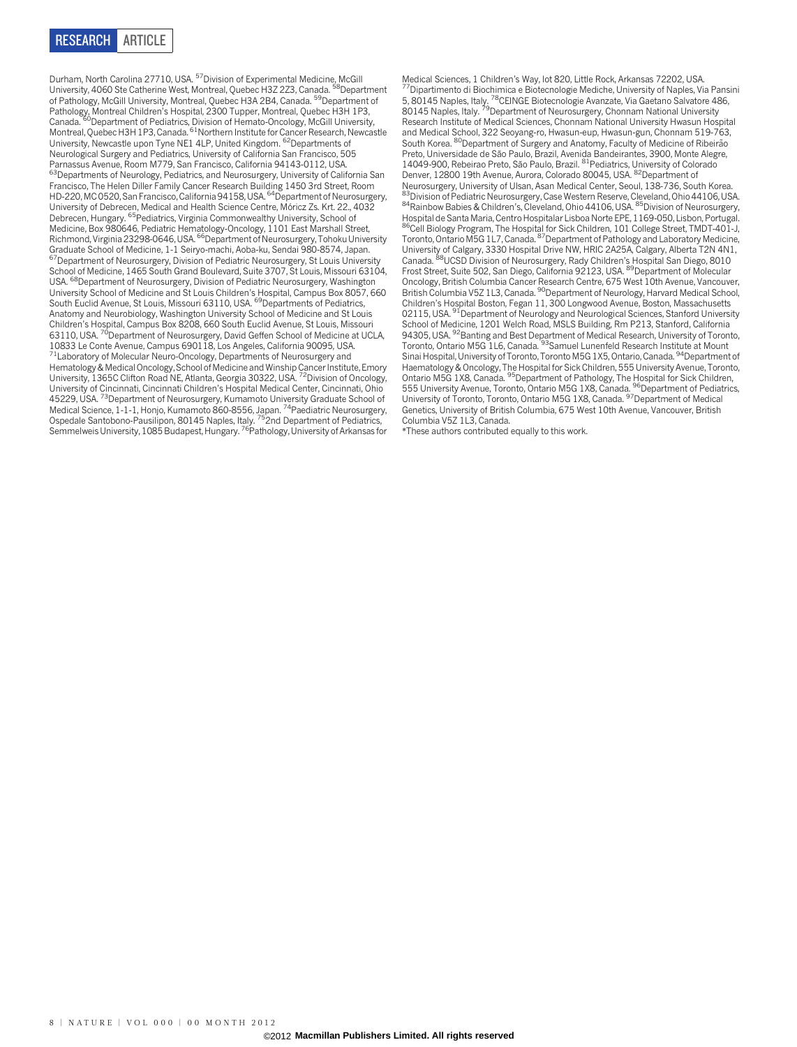Durham, North Carolina 27710, USA. [57]Division of Experimental Medicine, McGill University, 4060 Ste Catherine West, Montreal, Quebec H3Z 2Z3, Canada. [58]Department of Pathology, McGill University, Montreal, Quebec H3A 2B4, Canada. [59]Department of Pathology, Montreal Children's Hospital, 2300 Tupper, Montreal, Quebec H3H 1P3, Canada. [60]Department of Pediatrics, Division of Hemato-Oncology, McGill University, Montreal, Quebec H3H 1P3, Canada. [61]Northern Institute for Cancer Research, Newcastle University, Newcastle upon Tyne NE1 4LP, United Kingdom. [62]Departments of Neurological Surgery and Pediatrics, University of California San Francisco, 505 Parnassus Avenue, Room M779, San Francisco, California 94143-0112, USA. [63]Departments of Neurology, Pediatrics, and Neurosurgery, University of California San Francisco, The Helen Diller Family Cancer Research Building 1450 3rd Street, Room HD-220, MC 0520, San Francisco, California 94158, USA. [64]Department of Neurosurgery, University of Debrecen, Medical and Health Science Centre, Móricz Zs. Krt. 22., 4032 Debrecen, Hungary. [65]Pediatrics, Virginia Commonwealthy University, School of Medicine, Box 980646, Pediatric Hematology-Oncology, 1101 East Marshall Street, Richmond, Virginia 23298-0646, USA. [66]Department of Neurosurgery, Tohoku University Graduate School of Medicine, 1-1 Seiryo-machi, Aoba-ku, Sendai 980-8574, Japan. [67]Department of Neurosurgery, Division of Pediatric Neurosurgery, St Louis University School of Medicine, 1465 South Grand Boulevard, Suite 3707, St Louis, Missouri 63104, USA. [68]Department of Neurosurgery, Division of Pediatric Neurosurgery, Washington University School of Medicine and St Louis Children's Hospital, Campus Box 8057, 660 South Euclid Avenue, St Louis, Missouri 63110, USA. [69]Departments of Pediatrics, Anatomy and Neurobiology, Washington University School of Medicine and St Louis Children's Hospital, Campus Box 8208, 660 South Euclid Avenue, St Louis, Missouri 63110, USA. [70]Department of Neurosurgery, David Geffen School of Medicine at UCLA, 10833 Le Conte Avenue, Campus 690118, Los Angeles, California 90095, USA. [71]Laboratory of Molecular Neuro-Oncology, Departments of Neurosurgery and Hematology & Medical Oncology, School of Medicine and Winship Cancer Institute, Emory University, 1365C Clifton Road NE, Atlanta, Georgia 30322, USA. [72]Division of Oncology, University of Cincinnati, Cincinnati Children's Hospital Medical Center, Cincinnati, Ohio 45229, USA. [73]Department of Neurosurgery, Kumamoto University Graduate School of Medical Science, 1-1-1, Honjo, Kumamoto 860-8556, Japan. [74]Paediatric Neurosurgery, Ospedale Santobono-Pausilipon, 80145 Naples, Italy. [75]2nd Department of Pediatrics, Semmelweis University, 1085 Budapest, Hungary. [76]Pathology, University of Arkansas for Medical Sciences, 1 Children's Way, lot 820, Little Rock, Arkansas 72202, USA. [77]Dipartimento di Biochimica e Biotecnologie Mediche, University of Naples, Via Pansini 5, 80145 Naples, Italy. [78]CEINGE Biotecnologie Avanzate, Via Gaetano Salvatore 486, 80145 Naples, Italy. [79]Department of Neurosurgery, Chonnam National University Research Institute of Medical Sciences, Chonnam National University Hwasun Hospital and Medical School, 322 Seoyang-ro, Hwasun-eup, Hwasun-gun, Chonnam 519-763, South Korea. [80]Department of Surgery and Anatomy, Faculty of Medicine of Ribeirão Preto, Universidade de São Paulo, Brazil, Avenida Bandeirantes, 3900, Monte Alegre, 14049-900, Rebeirao Preto, São Paulo, Brazil. [81]Pediatrics, University of Colorado Denver, 12800 19th Avenue, Aurora, Colorado 80045, USA. [82]Department of Neurosurgery, University of Ulsan, Asan Medical Center, Seoul, 138-736, South Korea. [83]Division of Pediatric Neurosurgery, Case Western Reserve, Cleveland, Ohio 44106, USA. [84]Rainbow Babies & Children's, Cleveland, Ohio 44106, USA. [85]Division of Neurosurgery, Hospital de Santa Maria, Centro Hospitalar Lisboa Norte EPE, 1169-050, Lisbon, Portugal. [86]Cell Biology Program, The Hospital for Sick Children, 101 College Street, TMDT-401-J, Toronto, Ontario M5G 1L7, Canada. [87]Department of Pathology and Laboratory Medicine, University of Calgary, 3330 Hospital Drive NW, HRIC 2A25A, Calgary, Alberta T2N 4N1, Canada. [88]UCSD Division of Neurosurgery, Rady Children's Hospital San Diego, 8010 Frost Street, Suite 502, San Diego, California 92123, USA. [89]Department of Molecular Oncology, British Columbia Cancer Research Centre, 675 West 10th Avenue, Vancouver, British Columbia V5Z 1L3, Canada. [90]Department of Neurology, Harvard Medical School, Children's Hospital Boston, Fegan 11, 300 Longwood Avenue, Boston, Massachusetts 02115, USA. [91]Department of Neurology and Neurological Sciences, Stanford University School of Medicine, 1201 Welch Road, MSLS Building, Rm P213, Stanford, California 94305, USA. [92]Banting and Best Department of Medical Research, University of Toronto, Toronto, Ontario M5G 1L6, Canada. [93]Samuel Lunenfeld Research Institute at Mount Sinai Hospital, University of Toronto, Toronto M5G 1X5, Ontario, Canada. [94]Department of Haematology & Oncology, The Hospital for Sick Children, 555 University Avenue, Toronto, Ontario M5G 1X8, Canada. [95]Department of Pathology, The Hospital for Sick Children, 555 University Avenue, Toronto, Ontario M5G 1X8, Canada. [96]Department of Pediatrics, University of Toronto, Toronto, Ontario M5G 1X8, Canada. [97]Department of Medical Genetics, University of British Columbia, 675 West 10th Avenue, Vancouver, British Columbia V5Z 1L3, Canada.

*These authors contributed equally to this work.